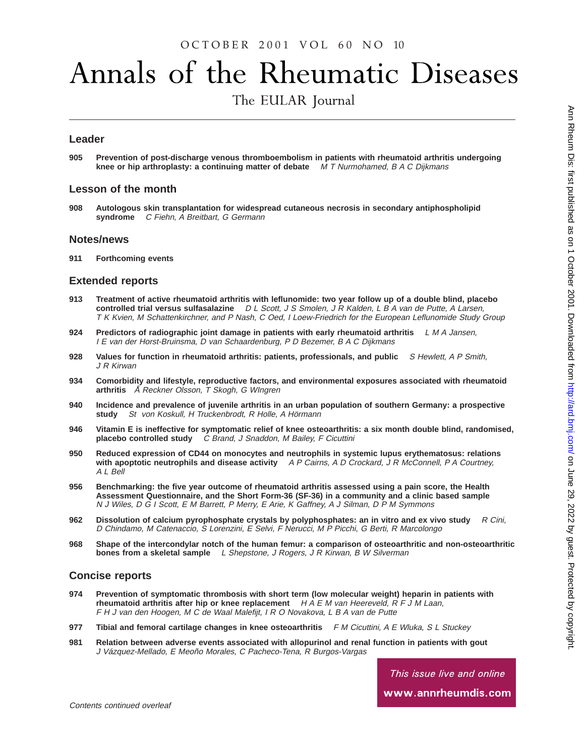# Annals of the Rheumatic Diseases

The EULAR Journal

## Leader

**905** **Prevention of post-discharge venous thromboembolism in patients with rheumatoid arthritis undergoing knee or hip arthroplasty: a continuing matter of debate** *M T Nurmohamed, B A C Dijkmans*

## Lesson of the month

**908** **Autologous skin transplantation for widespread cutaneous necrosis in secondary antiphospholipid syndrome** *C Fiehn, A Breitbart, G Germann*

## Notes/news

**911** **Forthcoming events**

## Extended reports

**913** **Treatment of active rheumatoid arthritis with leflunomide: two year follow up of a double blind, placebo controlled trial versus sulfasalazine** *D L Scott, J S Smolen, J R Kalden, L B A van de Putte, A Larsen, T K Kvien, M Schattenkirchner, and P Nash, C Oed, I Loew-Friedrich for the European Leflunomide Study Group*

**924** **Predictors of radiographic joint damage in patients with early rheumatoid arthritis** *L M A Jansen, I E van der Horst-Bruinsma, D van Schaardenburg, P D Bezemer, B A C Dijkmans*

**928** **Values for function in rheumatoid arthritis: patients, professionals, and public** *S Hewlett, A P Smith, J R Kirwan*

**934** **Comorbidity and lifestyle, reproductive factors, and environmental exposures associated with rheumatoid arthritis** *Å Reckner Olsson, T Skogh, G WIngren*

**940** **Incidence and prevalence of juvenile arthritis in an urban population of southern Germany: a prospective study** *St von Koskull, H Truckenbrodt, R Holle, A Hörmann*

**946** **Vitamin E is ineffective for symptomatic relief of knee osteoarthritis: a six month double blind, randomised, placebo controlled study** *C Brand, J Snaddon, M Bailey, F Cicuttini*

**950** **Reduced expression of CD44 on monocytes and neutrophils in systemic lupus erythematosus: relations with apoptotic neutrophils and disease activity** *A P Cairns, A D Crockard, J R McConnell, P A Courtney, A L Bell*

**956** **Benchmarking: the five year outcome of rheumatoid arthritis assessed using a pain score, the Health Assessment Questionnaire, and the Short Form-36 (SF-36) in a community and a clinic based sample** *N J Wiles, D G I Scott, E M Barrett, P Merry, E Arie, K Gaffney, A J Silman, D P M Symmons*

**962** **Dissolution of calcium pyrophosphate crystals by polyphosphates: an in vitro and ex vivo study** *R Cini, D Chindamo, M Catenaccio, S Lorenzini, E Selvi, F Nerucci, M P Picchi, G Berti, R Marcolongo*

**968** **Shape of the intercondylar notch of the human femur: a comparison of osteoarthritic and non-osteoarthritic bones from a skeletal sample** *L Shepstone, J Rogers, J R Kirwan, B W Silverman*

## Concise reports

**974** **Prevention of symptomatic thrombosis with short term (low molecular weight) heparin in patients with rheumatoid arthritis after hip or knee replacement** *H A E M van Heereveld, R F J M Laan, F H J van den Hoogen, M C de Waal Malefijt, I R O Novakova, L B A van de Putte*

**977** **Tibial and femoral cartilage changes in knee osteoarthritis** *F M Cicuttini, A E Wluka, S L Stuckey*

**981** **Relation between adverse events associated with allopurinol and renal function in patients with gout** *J Vázquez-Mellado, E Meoño Morales, C Pacheco-Tena, R Burgos-Vargas*

*This issue live and online*

**www.annrheumdis.com**

*Contents continued overleaf*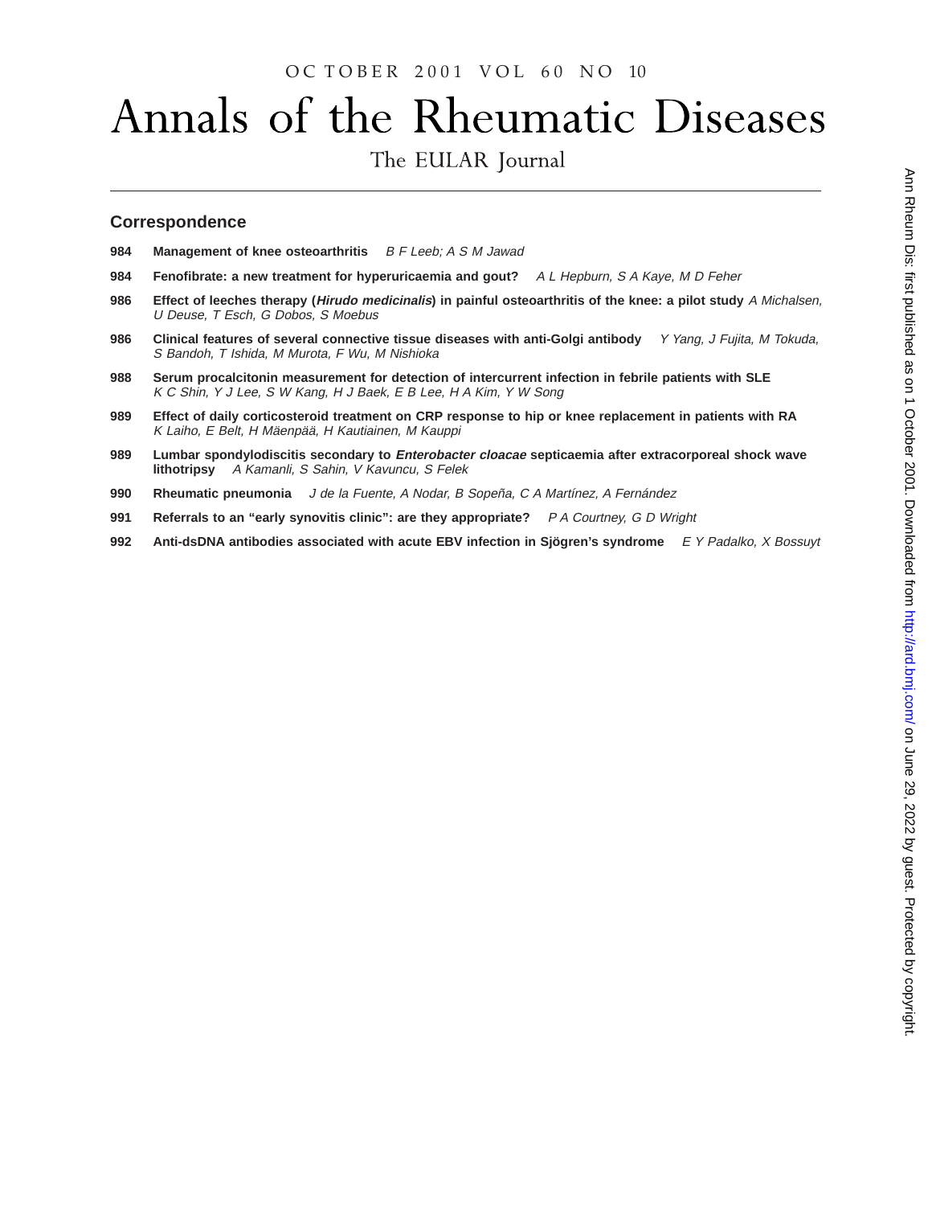# Annals of the Rheumatic Diseases

The EULAR Journal

## Correspondence

**984** **Management of knee osteoarthritis** *B F Leeb; A S M Jawad*

**984** **Fenofibrate: a new treatment for hyperuricaemia and gout?** *A L Hepburn, S A Kaye, M D Feher*

**986** **Effect of leeches therapy (*Hirudo medicinalis*) in painful osteoarthritis of the knee: a pilot study** *A Michalsen, U Deuse, T Esch, G Dobos, S Moebus*

**986** **Clinical features of several connective tissue diseases with anti-Golgi antibody** *Y Yang, J Fujita, M Tokuda, S Bandoh, T Ishida, M Murota, F Wu, M Nishioka*

**988** **Serum procalcitonin measurement for detection of intercurrent infection in febrile patients with SLE** *K C Shin, Y J Lee, S W Kang, H J Baek, E B Lee, H A Kim, Y W Song*

**989** **Effect of daily corticosteroid treatment on CRP response to hip or knee replacement in patients with RA** *K Laiho, E Belt, H Mäenpää, H Kautiainen, M Kauppi*

**989** **Lumbar spondylodiscitis secondary to *Enterobacter cloacae* septicaemia after extracorporeal shock wave lithotripsy** *A Kamanli, S Sahin, V Kavuncu, S Felek*

**990** **Rheumatic pneumonia** *J de la Fuente, A Nodar, B Sopeña, C A Martínez, A Fernández*

**991** **Referrals to an "early synovitis clinic": are they appropriate?** *P A Courtney, G D Wright*

**992** **Anti-dsDNA antibodies associated with acute EBV infection in Sjögren's syndrome** *E Y Padalko, X Bossuyt*